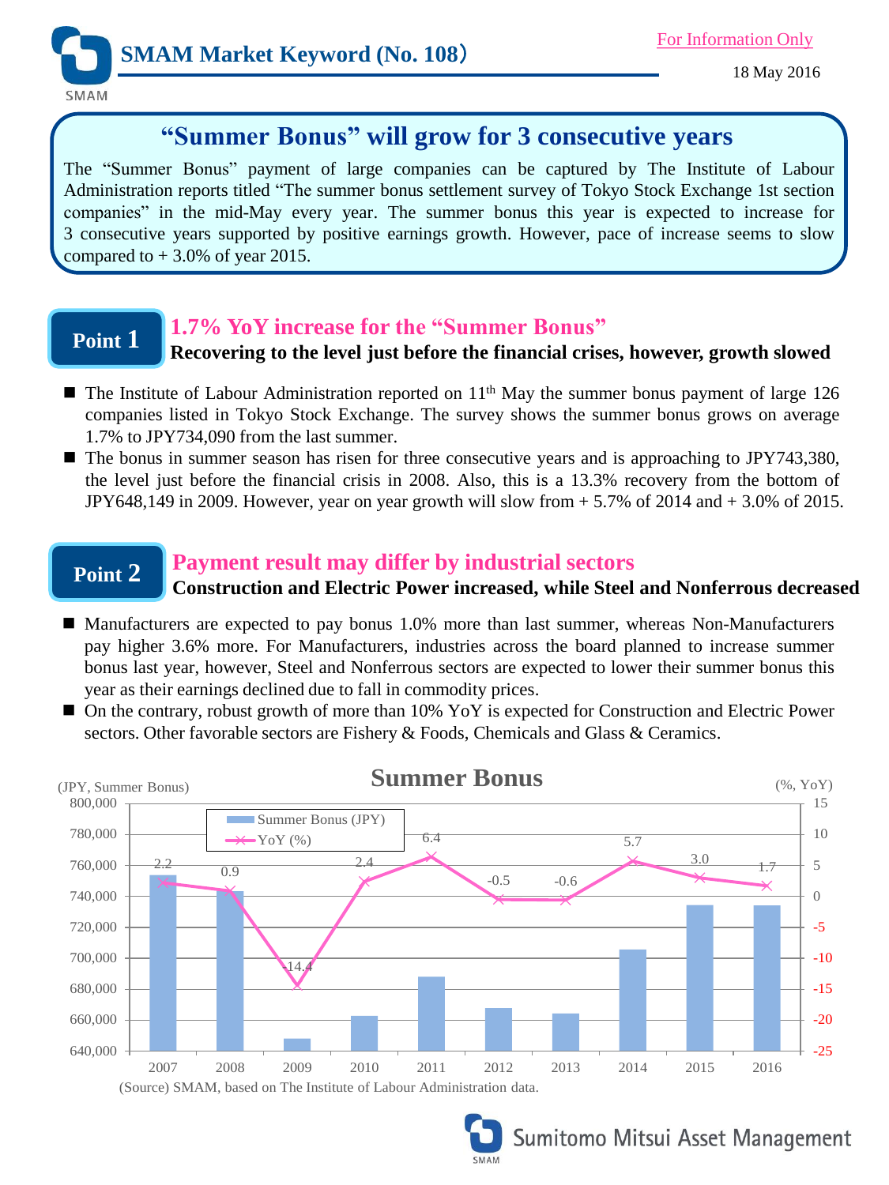# SMAM Market Keyword (No. 108)

For Information Only

18 May 2016

## "Summer Bonus" will grow for 3 consecutive years

The "Summer Bonus" payment of large companies can be captured by The Institute of Labour Administration reports titled "The summer bonus settlement survey of Tokyo Stock Exchange 1st section companies" in the mid-May every year. The summer bonus this year is expected to increase for 3 consecutive years supported by positive earnings growth. However, pace of increase seems to slow compared to + 3.0% of year 2015.

## Point 1 — 1.7% YoY increase for the "Summer Bonus"

**Recovering to the level just before the financial crises, however, growth slowed**

- The Institute of Labour Administration reported on 11th May the summer bonus payment of large 126 companies listed in Tokyo Stock Exchange. The survey shows the summer bonus grows on average 1.7% to JPY734,090 from the last summer.
- The bonus in summer season has risen for three consecutive years and is approaching to JPY743,380, the level just before the financial crisis in 2008. Also, this is a 13.3% recovery from the bottom of JPY648,149 in 2009. However, year on year growth will slow from + 5.7% of 2014 and + 3.0% of 2015.

## Point 2 — Payment result may differ by industrial sectors

**Construction and Electric Power increased, while Steel and Nonferrous decreased**

- Manufacturers are expected to pay bonus 1.0% more than last summer, whereas Non-Manufacturers pay higher 3.6% more. For Manufacturers, industries across the board planned to increase summer bonus last year, however, Steel and Nonferrous sectors are expected to lower their summer bonus this year as their earnings declined due to fall in commodity prices.
- On the contrary, robust growth of more than 10% YoY is expected for Construction and Electric Power sectors. Other favorable sectors are Fishery & Foods, Chemicals and Glass & Ceramics.

**Summer Bonus**

| Year | YoY (%) |
|---|---|
| 2007 | 2.2 |
| 2008 | 0.9 |
| 2009 | -14.4 |
| 2010 | 2.4 |
| 2011 | 6.4 |
| 2012 | -0.5 |
| 2013 | -0.6 |
| 2014 | 5.7 |
| 2015 | 3.0 |
| 2016 | 1.7 |

(Source) SMAM, based on The Institute of Labour Administration data.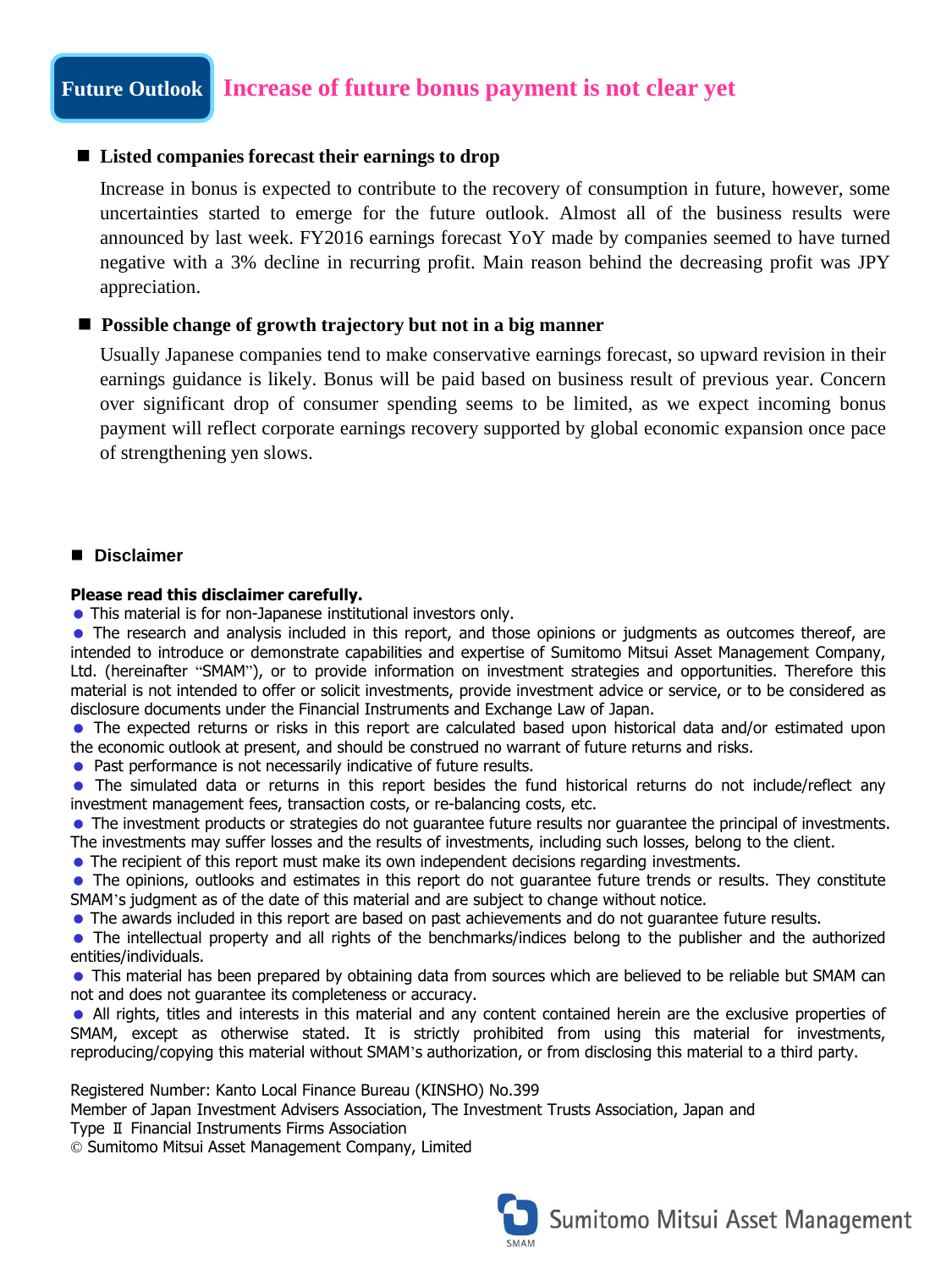## Future Outlook — Increase of future bonus payment is not clear yet

### ■ Listed companies forecast their earnings to drop

Increase in bonus is expected to contribute to the recovery of consumption in future, however, some uncertainties started to emerge for the future outlook. Almost all of the business results were announced by last week. FY2016 earnings forecast YoY made by companies seemed to have turned negative with a 3% decline in recurring profit. Main reason behind the decreasing profit was JPY appreciation.

### ■ Possible change of growth trajectory but not in a big manner

Usually Japanese companies tend to make conservative earnings forecast, so upward revision in their earnings guidance is likely. Bonus will be paid based on business result of previous year. Concern over significant drop of consumer spending seems to be limited, as we expect incoming bonus payment will reflect corporate earnings recovery supported by global economic expansion once pace of strengthening yen slows.

### ■ Disclaimer

**Please read this disclaimer carefully.**

- This material is for non-Japanese institutional investors only.
- The research and analysis included in this report, and those opinions or judgments as outcomes thereof, are intended to introduce or demonstrate capabilities and expertise of Sumitomo Mitsui Asset Management Company, Ltd. (hereinafter "SMAM"), or to provide information on investment strategies and opportunities. Therefore this material is not intended to offer or solicit investments, provide investment advice or service, or to be considered as disclosure documents under the Financial Instruments and Exchange Law of Japan.
- The expected returns or risks in this report are calculated based upon historical data and/or estimated upon the economic outlook at present, and should be construed no warrant of future returns and risks.
- Past performance is not necessarily indicative of future results.
- The simulated data or returns in this report besides the fund historical returns do not include/reflect any investment management fees, transaction costs, or re-balancing costs, etc.
- The investment products or strategies do not guarantee future results nor guarantee the principal of investments. The investments may suffer losses and the results of investments, including such losses, belong to the client.
- The recipient of this report must make its own independent decisions regarding investments.
- The opinions, outlooks and estimates in this report do not guarantee future trends or results. They constitute SMAM's judgment as of the date of this material and are subject to change without notice.
- The awards included in this report are based on past achievements and do not guarantee future results.
- The intellectual property and all rights of the benchmarks/indices belong to the publisher and the authorized entities/individuals.
- This material has been prepared by obtaining data from sources which are believed to be reliable but SMAM can not and does not guarantee its completeness or accuracy.
- All rights, titles and interests in this material and any content contained herein are the exclusive properties of SMAM, except as otherwise stated. It is strictly prohibited from using this material for investments, reproducing/copying this material without SMAM's authorization, or from disclosing this material to a third party.

Registered Number: Kanto Local Finance Bureau (KINSHO) No.399
Member of Japan Investment Advisers Association, The Investment Trusts Association, Japan and Type Ⅱ Financial Instruments Firms Association
© Sumitomo Mitsui Asset Management Company, Limited

Sumitomo Mitsui Asset Management